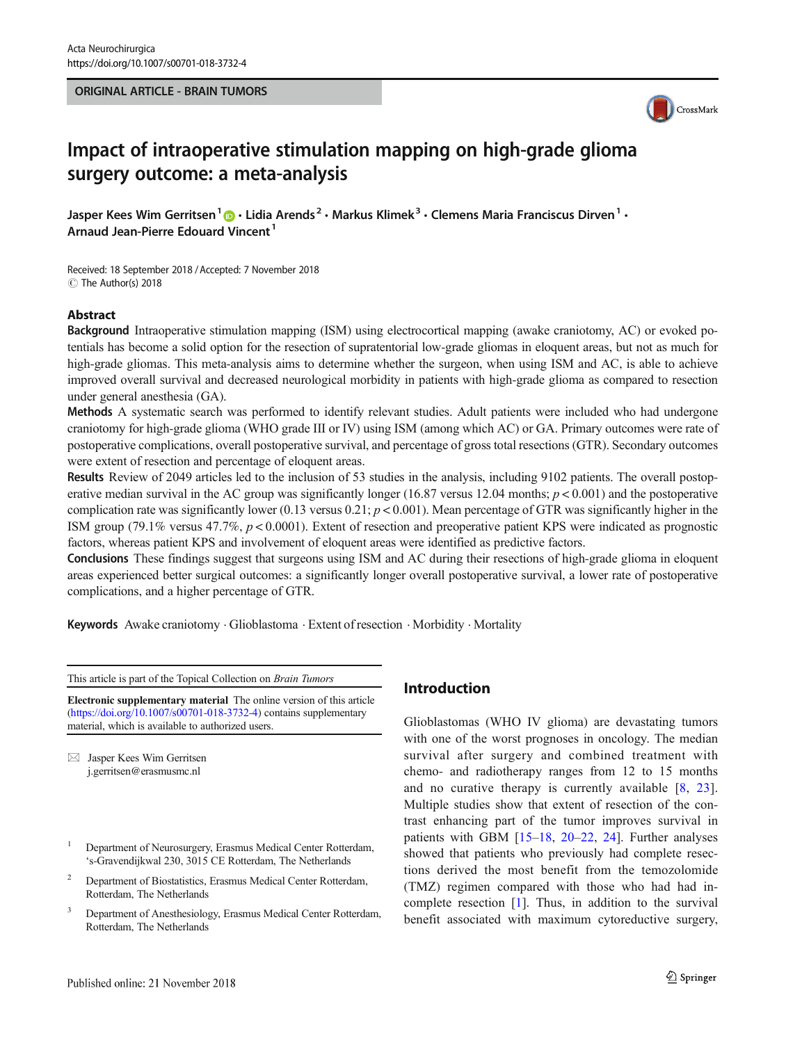ORIGINAL ARTICLE - BRAIN TUMORS

# Impact of intraoperative stimulation mapping on high-grade glioma surgery outcome: a meta-analysis

**Jasper Kees Wim Gerritsen[1] · Lidia Arends[2] · Markus Klimek[3] · Clemens Maria Franciscus Dirven[1] · Arnaud Jean-Pierre Edouard Vincent[1]**

Received: 18 September 2018 / Accepted: 7 November 2018
© The Author(s) 2018

## Abstract

**Background** Intraoperative stimulation mapping (ISM) using electrocortical mapping (awake craniotomy, AC) or evoked potentials has become a solid option for the resection of supratentorial low-grade gliomas in eloquent areas, but not as much for high-grade gliomas. This meta-analysis aims to determine whether the surgeon, when using ISM and AC, is able to achieve improved overall survival and decreased neurological morbidity in patients with high-grade glioma as compared to resection under general anesthesia (GA).

**Methods** A systematic search was performed to identify relevant studies. Adult patients were included who had undergone craniotomy for high-grade glioma (WHO grade III or IV) using ISM (among which AC) or GA. Primary outcomes were rate of postoperative complications, overall postoperative survival, and percentage of gross total resections (GTR). Secondary outcomes were extent of resection and percentage of eloquent areas.

**Results** Review of 2049 articles led to the inclusion of 53 studies in the analysis, including 9102 patients. The overall postoperative median survival in the AC group was significantly longer (16.87 versus 12.04 months; $p < 0.001$) and the postoperative complication rate was significantly lower (0.13 versus 0.21; $p < 0.001$). Mean percentage of GTR was significantly higher in the ISM group (79.1% versus 47.7%, $p < 0.0001$). Extent of resection and preoperative patient KPS were indicated as prognostic factors, whereas patient KPS and involvement of eloquent areas were identified as predictive factors.

**Conclusions** These findings suggest that surgeons using ISM and AC during their resections of high-grade glioma in eloquent areas experienced better surgical outcomes: a significantly longer overall postoperative survival, a lower rate of postoperative complications, and a higher percentage of GTR.

**Keywords** Awake craniotomy · Glioblastoma · Extent of resection · Morbidity · Mortality

This article is part of the Topical Collection on *Brain Tumors*

**Electronic supplementary material** The online version of this article (https://doi.org/10.1007/s00701-018-3732-4) contains supplementary material, which is available to authorized users.

✉ Jasper Kees Wim Gerritsen
j.gerritsen@erasmusmc.nl

[1] Department of Neurosurgery, Erasmus Medical Center Rotterdam, 's-Gravendijkwal 230, 3015 CE Rotterdam, The Netherlands

[2] Department of Biostatistics, Erasmus Medical Center Rotterdam, Rotterdam, The Netherlands

[3] Department of Anesthesiology, Erasmus Medical Center Rotterdam, Rotterdam, The Netherlands

## Introduction

Glioblastomas (WHO IV glioma) are devastating tumors with one of the worst prognoses in oncology. The median survival after surgery and combined treatment with chemo- and radiotherapy ranges from 12 to 15 months and no curative therapy is currently available [8, 23]. Multiple studies show that extent of resection of the contrast enhancing part of the tumor improves survival in patients with GBM [15–18, 20–22, 24]. Further analyses showed that patients who previously had complete resections derived the most benefit from the temozolomide (TMZ) regimen compared with those who had had incomplete resection [1]. Thus, in addition to the survival benefit associated with maximum cytoreductive surgery,

Published online: 21 November 2018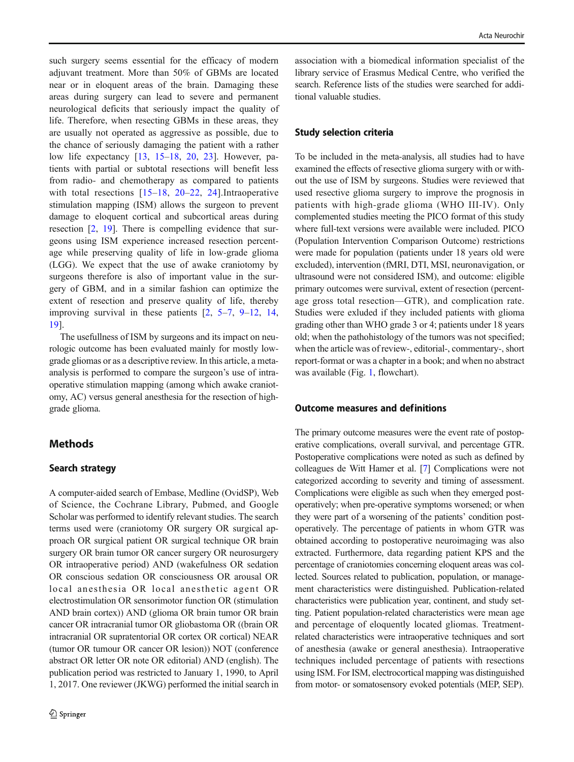such surgery seems essential for the efficacy of modern adjuvant treatment. More than 50% of GBMs are located near or in eloquent areas of the brain. Damaging these areas during surgery can lead to severe and permanent neurological deficits that seriously impact the quality of life. Therefore, when resecting GBMs in these areas, they are usually not operated as aggressive as possible, due to the chance of seriously damaging the patient with a rather low life expectancy [13, 15–18, 20, 23]. However, patients with partial or subtotal resections will benefit less from radio- and chemotherapy as compared to patients with total resections [15–18, 20–22, 24].Intraoperative stimulation mapping (ISM) allows the surgeon to prevent damage to eloquent cortical and subcortical areas during resection [2, 19]. There is compelling evidence that surgeons using ISM experience increased resection percentage while preserving quality of life in low-grade glioma (LGG). We expect that the use of awake craniotomy by surgeons therefore is also of important value in the surgery of GBM, and in a similar fashion can optimize the extent of and preserve quality of life, thereby improving survival in these patients [2, 5–7, 9–12, 14, 19].

The usefullness of ISM by surgeons and its impact on neurologic outcome has been evaluated mainly for mostly low-grade gliomas or as a descriptive review. In this article, a meta-analysis is performed to compare the surgeon's use of intraoperative stimulation mapping (among which awake craniotomy, AC) versus general anesthesia for the resection of high-grade glioma.

## Methods

### Search strategy

A computer-aided search of Embase, Medline (OvidSP), Web of Science, the Cochrane Library, Pubmed, and Google Scholar was performed to identify relevant studies. The search terms used were (craniotomy OR surgery OR surgical approach OR surgical patient OR surgical technique OR brain surgery OR brain tumor OR cancer surgery OR neurosurgery OR intraoperative period) AND (wakefulness OR sedation OR conscious sedation OR consciousness OR arousal OR local anesthesia OR local anesthetic agent OR electrostimulation OR sensorimotor function OR (stimulation AND brain cortex)) AND (glioma OR brain tumor OR brain cancer OR intracranial tumor OR gliobastoma OR ((brain OR intracranial OR supratentorial OR cortex OR cortical) NEAR (tumor OR tumour OR cancer OR lesion)) NOT (conference abstract OR letter OR note OR editorial) AND (english). The publication period was restricted to January 1, 1990, to April 1, 2017. One reviewer (JKWG) performed the initial search in association with a biomedical information specialist of the library service of Erasmus Medical Centre, who verified the search. Reference lists of the studies were searched for additional valuable studies.

### Study selection criteria

To be included in the meta-analysis, all studies had to have examined the effects of resective glioma surgery with or without the use of ISM by surgeons. Studies were reviewed that used resective glioma surgery to improve the prognosis in patients with high-grade glioma (WHO III-IV). Only complemented studies meeting the PICO format of this study where full-text versions were available were included. PICO (Population Intervention Comparison Outcome) restrictions were made for population (patients under 18 years old were excluded), intervention (fMRI, DTI, MSI, neuronavigation, or ultrasound were not considered ISM), and outcome: eligible primary outcomes were survival, extent of resection (percentage gross total resection—GTR), and complication rate. Studies were exluded if they included patients with glioma grading other than WHO grade 3 or 4; patients under 18 years old; when the pathohistology of the tumors was not specified; when the article was of review-, editorial-, commentary-, short report-format or was a chapter in a book; and when no abstract was available (Fig. 1, flowchart).

### Outcome measures and definitions

The primary outcome measures were the event rate of postoperative complications, overall survival, and percentage GTR. Postoperative complications were noted as such as defined by colleagues de Witt Hamer et al. [7] Complications were not categorized according to severity and timing of assessment. Complications were eligible as such when they emerged postoperatively; when pre-operative symptoms worsened; or when they were part of a worsening of the patients' condition postoperatively. The percentage of patients in whom GTR was obtained according to postoperative neuroimaging was also extracted. Furthermore, data regarding patient KPS and the percentage of craniotomies concerning eloquent areas was collected. Sources related to publication, population, or management characteristics were distinguished. Publication-related characteristics were publication year, continent, and study setting. Patient population-related characteristics were mean age and percentage of eloquently located gliomas. Treatment-related characteristics were intraoperative techniques and sort of anesthesia (awake or general anesthesia). Intraoperative techniques included percentage of patients with resections using ISM. For ISM, electrocortical mapping was distinguished from motor- or somatosensory evoked potentials (MEP, SEP).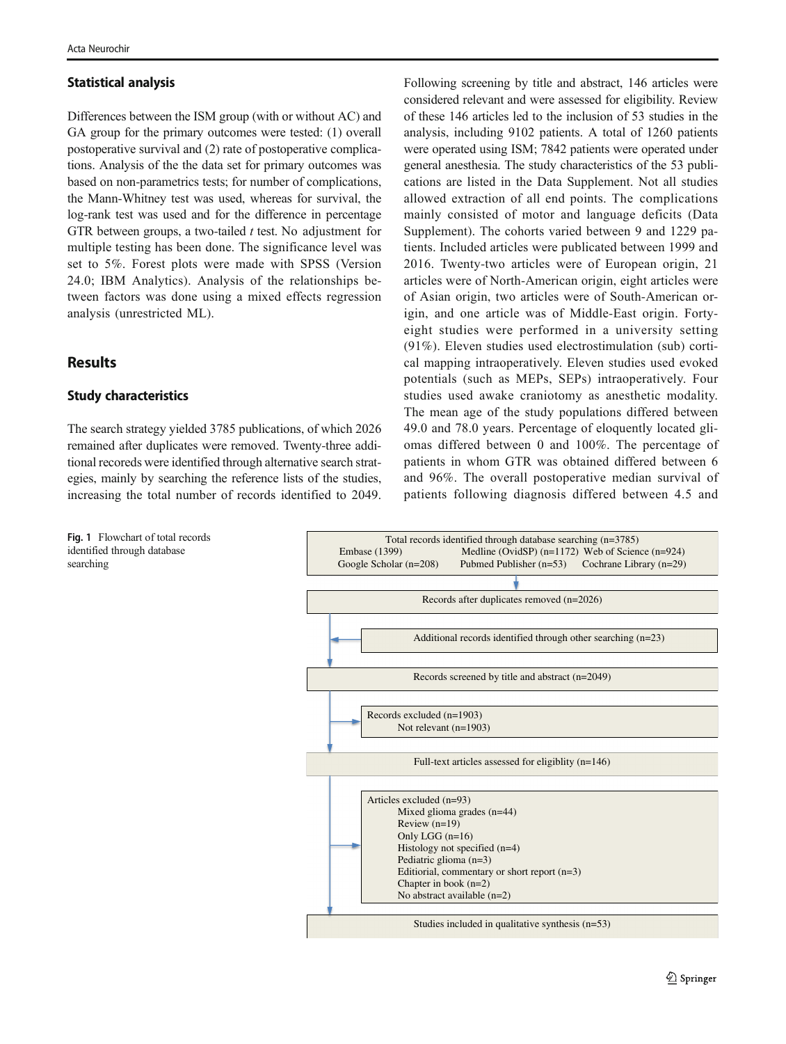## Statistical analysis

Differences between the ISM group (with or without AC) and GA group for the primary outcomes were tested: (1) overall postoperative survival and (2) rate of postoperative complications. Analysis of the the data set for primary outcomes was based on non-parametrics tests; for number of complications, the Mann-Whitney test was used, whereas for survival, the log-rank test was used and for the difference in percentage GTR between groups, a two-tailed *t* test. No adjustment for multiple testing has been done. The significance level was set to 5%. Forest plots were made with SPSS (Version 24.0; IBM Analytics). Analysis of the relationships between factors was done using a mixed effects regression analysis (unrestricted ML).

## Results

### Study characteristics

The search strategy yielded 3785 publications, of which 2026 remained after duplicates were removed. Twenty-three additional recoreds were identified through alternative search strategies, mainly by searching the reference lists of the studies, increasing the total number of records identified to 2049. Following screening by title and abstract, 146 articles were considered relevant and were assessed for eligibility. Review of these 146 articles led to the inclusion of 53 studies in the analysis, including 9102 patients. A total of 1260 patients were operated using ISM; 7842 patients were operated under general anesthesia. The study characteristics of the 53 publications are listed in the Data Supplement. Not all studies allowed extraction of all end points. The complications mainly consisted of motor and language deficits (Data Supplement). The cohorts varied between 9 and 1229 patients. Included articles were publicated between 1999 and 2016. Twenty-two articles were of European origin, 21 articles were of North-American origin, eight articles were of Asian origin, two articles were of South-American origin, and one article was of Middle-East origin. Forty-eight studies were performed in a university setting (91%). Eleven studies used electrostimulation (sub) cortical mapping intraoperatively. Eleven studies used evoked potentials (such as MEPs, SEPs) intraoperatively. Four studies used awake craniotomy as anesthetic modality. The mean age of the study populations differed between 49.0 and 78.0 years. Percentage of eloquently located gliomas differed between 0 and 100%. The percentage of patients in whom GTR was obtained differed between 6 and 96%. The overall postoperative median survival of patients following diagnosis differed between 4.5 and

Total records identified through database searching (n=3785)
Embase (1399) Medline (OvidSP) (n=1172) Web of Science (n=924)
Google Scholar (n=208) Pubmed Publisher (n=53) Cochrane Library (n=29)

Records after duplicates removed (n=2026)

Additional records identified through other searching (n=23)

Records screened by title and abstract (n=2049)

Records excluded (n=1903)
- Not relevant (n=1903)

Full-text articles assessed for eligiblity (n=146)

Articles excluded (n=93)
- Mixed glioma grades (n=44)
- Review (n=19)
- Only LGG (n=16)
- Histology not specified (n=4)
- Pediatric glioma (n=3)
- Editorial, commentary or short report (n=3)
- Chapter in book (n=2)
- No abstract available (n=2)

Studies included in qualitative synthesis (n=53)

**Fig. 1** Flowchart of total records identified through database searching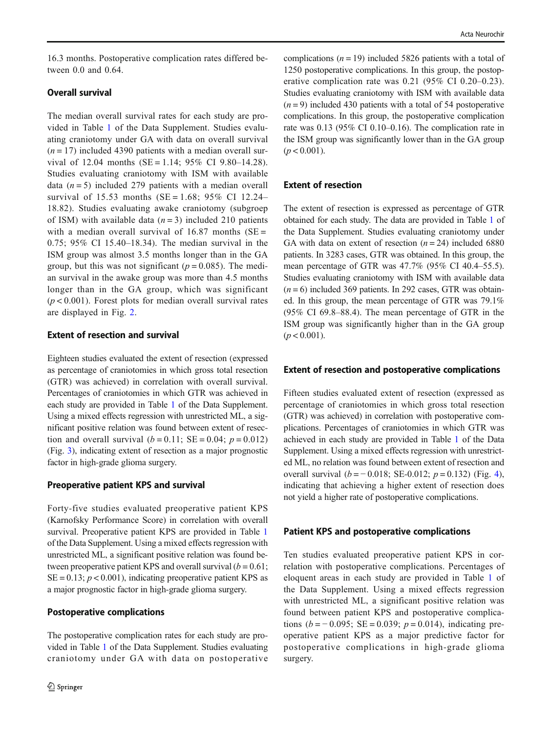16.3 months. Postoperative complication rates differed between 0.0 and 0.64.

### Overall survival

The median overall survival rates for each study are provided in Table 1 of the Data Supplement. Studies evaluating craniotomy under GA with data on overall survival ($n = 17$) included 4390 patients with a median overall survival of 12.04 months (SE = 1.14; 95% CI 9.80–14.28). Studies evaluating craniotomy with ISM with available data ($n = 5$) included 279 patients with a median overall survival of 15.53 months (SE = 1.68; 95% CI 12.24–18.82). Studies evaluating awake craniotomy (subgroep of ISM) with available data ($n = 3$) included 210 patients with a median overall survival of 16.87 months (SE = 0.75; 95% CI 15.40–18.34). The median survival in the ISM group was almost 3.5 months longer than in the GA group, but this was not significant ($p = 0.085$). The median survival in the awake group was more than 4.5 months longer than in the GA group, which was significant ($p < 0.001$). Forest plots for median overall survival rates are displayed in Fig. 2.

### Extent of resection and survival

Eighteen studies evaluated the extent of resection (expressed as percentage of craniotomies in which gross total resection (GTR) was achieved) in correlation with overall survival. Percentages of craniotomies in which GTR was achieved in each study are provided in Table 1 of the Data Supplement. Using a mixed effects regression with unrestricted ML, a significant positive relation was found between extent of resection and overall survival ($b = 0.11$; SE = 0.04; $p = 0.012$) (Fig. 3), indicating extent of resection as a major prognostic factor in high-grade glioma surgery.

### Preoperative patient KPS and survival

Forty-five studies evaluated preoperative patient KPS (Karnofsky Performance Score) in correlation with overall survival. Preoperative patient KPS are provided in Table 1 of the Data Supplement. Using a mixed effects regression with unrestricted ML, a significant positive relation was found between preoperative patient KPS and overall survival ($b = 0.61$; SE = 0.13; $p < 0.001$), indicating preoperative patient KPS as a major prognostic factor in high-grade glioma surgery.

### Postoperative complications

The postoperative complication rates for each study are provided in Table 1 of the Data Supplement. Studies evaluating craniotomy under GA with data on postoperative complications ($n = 19$) included 5826 patients with a total of 1250 postoperative complications. In this group, the postoperative complication rate was 0.21 (95% CI 0.20–0.23). Studies evaluating craniotomy with ISM with available data ($n = 9$) included 430 patients with a total of 54 postoperative complications. In this group, the postoperative complication rate was 0.13 (95% CI 0.10–0.16). The complication rate in the ISM group was significantly lower than in the GA group ($p < 0.001$).

### Extent of resection

The extent of resection is expressed as percentage of GTR obtained for each study. The data are provided in Table 1 of the Data Supplement. Studies evaluating craniotomy under GA with data on extent of resection ($n = 24$) included 6880 patients. In 3283 cases, GTR was obtained. In this group, the mean percentage of GTR was 47.7% (95% CI 40.4–55.5). Studies evaluating craniotomy with ISM with available data ($n = 6$) included 369 patients. In 292 cases, GTR was obtained. In this group, the mean percentage of GTR was 79.1% (95% CI 69.8–88.4). The mean percentage of GTR in the ISM group was significantly higher than in the GA group ($p < 0.001$).

### Extent of resection and postoperative complications

Fifteen studies evaluated extent of resection (expressed as percentage of craniotomies in which gross total resection (GTR) was achieved) in correlation with postoperative complications. Percentages of craniotomies in which GTR was achieved in each study are provided in Table 1 of the Data Supplement. Using a mixed effects regression with unrestricted ML, no relation was found between extent of resection and overall survival ($b = -0.018$; SE-0.012; $p = 0.132$) (Fig. 4), indicating that achieving a higher extent of resection does not yield a higher rate of postoperative complications.

### Patient KPS and postoperative complications

Ten studies evaluated preoperative patient KPS in correlation with postoperative complications. Percentages of eloquent areas in each study are provided in Table 1 of the Data Supplement. Using a mixed effects regression with unrestricted ML, a significant positive relation was found between patient KPS and postoperative complications ($b = -0.095$; SE = 0.039; $p = 0.014$), indicating preoperative patient KPS as a major predictive factor for postoperative complications in high-grade glioma surgery.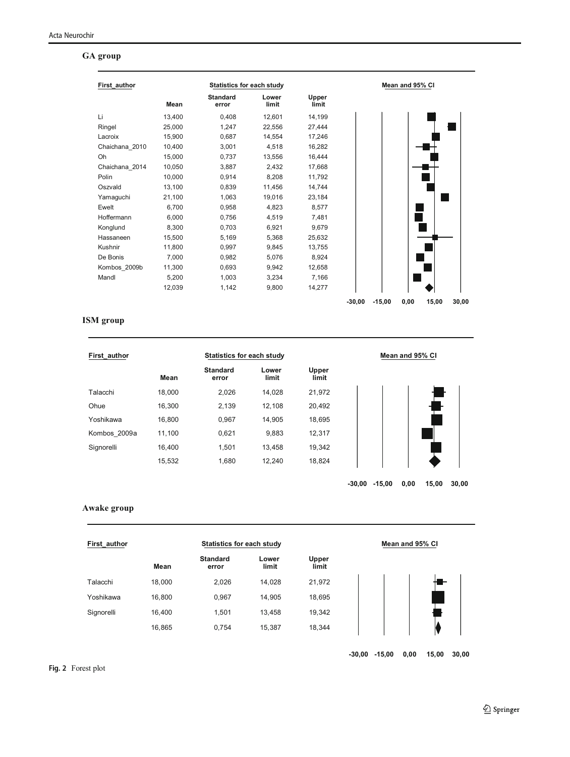### GA group

| First_author | Mean | Standard error | Lower limit | Upper limit |
|---|---|---|---|---|
| Li | 13,400 | 0,408 | 12,601 | 14,199 |
| Ringel | 25,000 | 1,247 | 22,556 | 27,444 |
| Lacroix | 15,900 | 0,687 | 14,554 | 17,246 |
| Chaichana_2010 | 10,400 | 3,001 | 4,518 | 16,282 |
| Oh | 15,000 | 0,737 | 13,556 | 16,444 |
| Chaichana_2014 | 10,050 | 3,887 | 2,432 | 17,668 |
| Polin | 10,000 | 0,914 | 8,208 | 11,792 |
| Oszvald | 13,100 | 0,839 | 11,456 | 14,744 |
| Yamaguchi | 21,100 | 1,063 | 19,016 | 23,184 |
| Ewelt | 6,700 | 0,958 | 4,823 | 8,577 |
| Hoffermann | 6,000 | 0,756 | 4,519 | 7,481 |
| Konglund | 8,300 | 0,703 | 6,921 | 9,679 |
| Hassaneen | 15,500 | 5,169 | 5,368 | 25,632 |
| Kushnir | 11,800 | 0,997 | 9,845 | 13,755 |
| De Bonis | 7,000 | 0,982 | 5,076 | 8,924 |
| Kombos_2009b | 11,300 | 0,693 | 9,942 | 12,658 |
| Mandl | 5,200 | 1,003 | 3,234 | 7,166 |
| | 12,039 | 1,142 | 9,800 | 14,277 |

### ISM group

| First_author | Mean | Standard error | Lower limit | Upper limit |
|---|---|---|---|---|
| Talacchi | 18,000 | 2,026 | 14,028 | 21,972 |
| Ohue | 16,300 | 2,139 | 12,108 | 20,492 |
| Yoshikawa | 16,800 | 0,967 | 14,905 | 18,695 |
| Kombos_2009a | 11,100 | 0,621 | 9,883 | 12,317 |
| Signorelli | 16,400 | 1,501 | 13,458 | 19,342 |
| | 15,532 | 1,680 | 12,240 | 18,824 |

### Awake group

| First_author | Mean | Standard error | Lower limit | Upper limit |
|---|---|---|---|---|
| Talacchi | 18,000 | 2,026 | 14,028 | 21,972 |
| Yoshikawa | 16,800 | 0,967 | 14,905 | 18,695 |
| Signorelli | 16,400 | 1,501 | 13,458 | 19,342 |
| | 16,865 | 0,754 | 15,387 | 18,344 |

**Fig. 2** Forest plot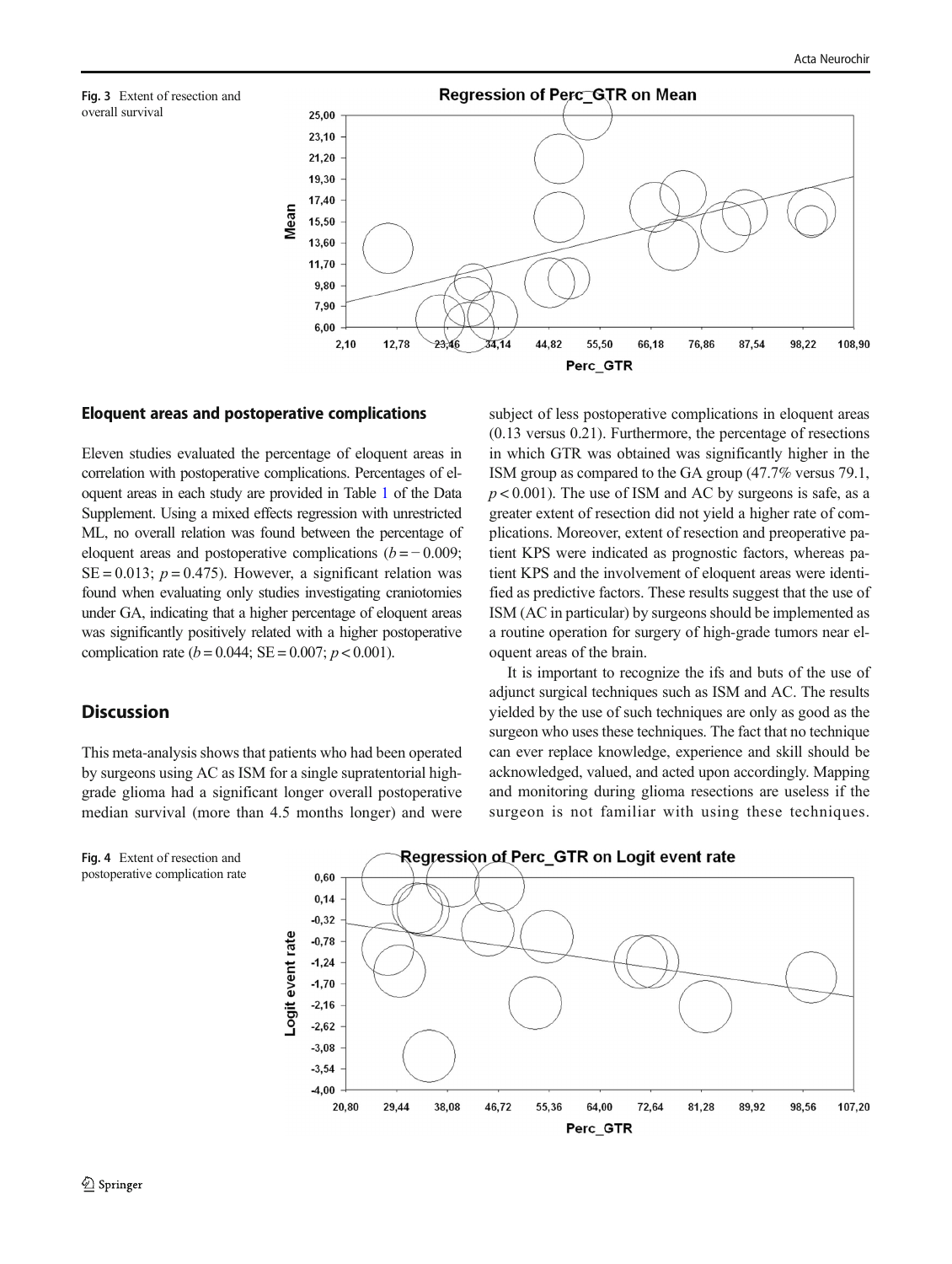Fig. 3 Extent of resection and overall survival

## Eloquent areas and postoperative complications

Eleven studies evaluated the percentage of eloquent areas in correlation with postoperative complications. Percentages of eloquent areas in each study are provided in Table 1 of the Data Supplement. Using a mixed effects regression with unrestricted ML, no overall relation was found between the percentage of eloquent areas and postoperative complications ($b = -0.009$; $SE = 0.013$; $p = 0.475$). However, a significant relation was found when evaluating only studies investigating craniotomies under GA, indicating that a higher percentage of eloquent areas was significantly positively related with a higher postoperative complication rate ($b = 0.044$; $SE = 0.007$; $p < 0.001$).

# Discussion

This meta-analysis shows that patients who had been operated by surgeons using AC as ISM for a single supratentorial high-grade glioma had a significant longer overall postoperative median survival (more than 4.5 months longer) and were subject of less postoperative complications in eloquent areas (0.13 versus 0.21). Furthermore, the percentage of resections in which GTR was obtained was significantly higher in the ISM group as compared to the GA group (47.7% versus 79.1, $p < 0.001$). The use of ISM and AC by surgeons is safe, as a greater extent of resection did not yield a higher rate of complications. Moreover, extent of resection and preoperative patient KPS were indicated as prognostic factors, whereas patient KPS and the involvement of eloquent areas were identified as predictive factors. These results suggest that the use of ISM (AC in particular) by surgeons should be implemented as a routine operation for surgery of high-grade tumors near eloquent areas of the brain.

It is important to recognize the ifs and buts of the use of adjunct surgical techniques such as ISM and AC. The results yielded by the use of such techniques are only as good as the surgeon who uses these techniques. The fact that no technique can ever replace knowledge, experience and skill should be acknowledged, valued, and acted upon accordingly. Mapping and monitoring during glioma resections are useless if the surgeon is not familiar with using these techniques.

Fig. 4 Extent of resection and postoperative complication rate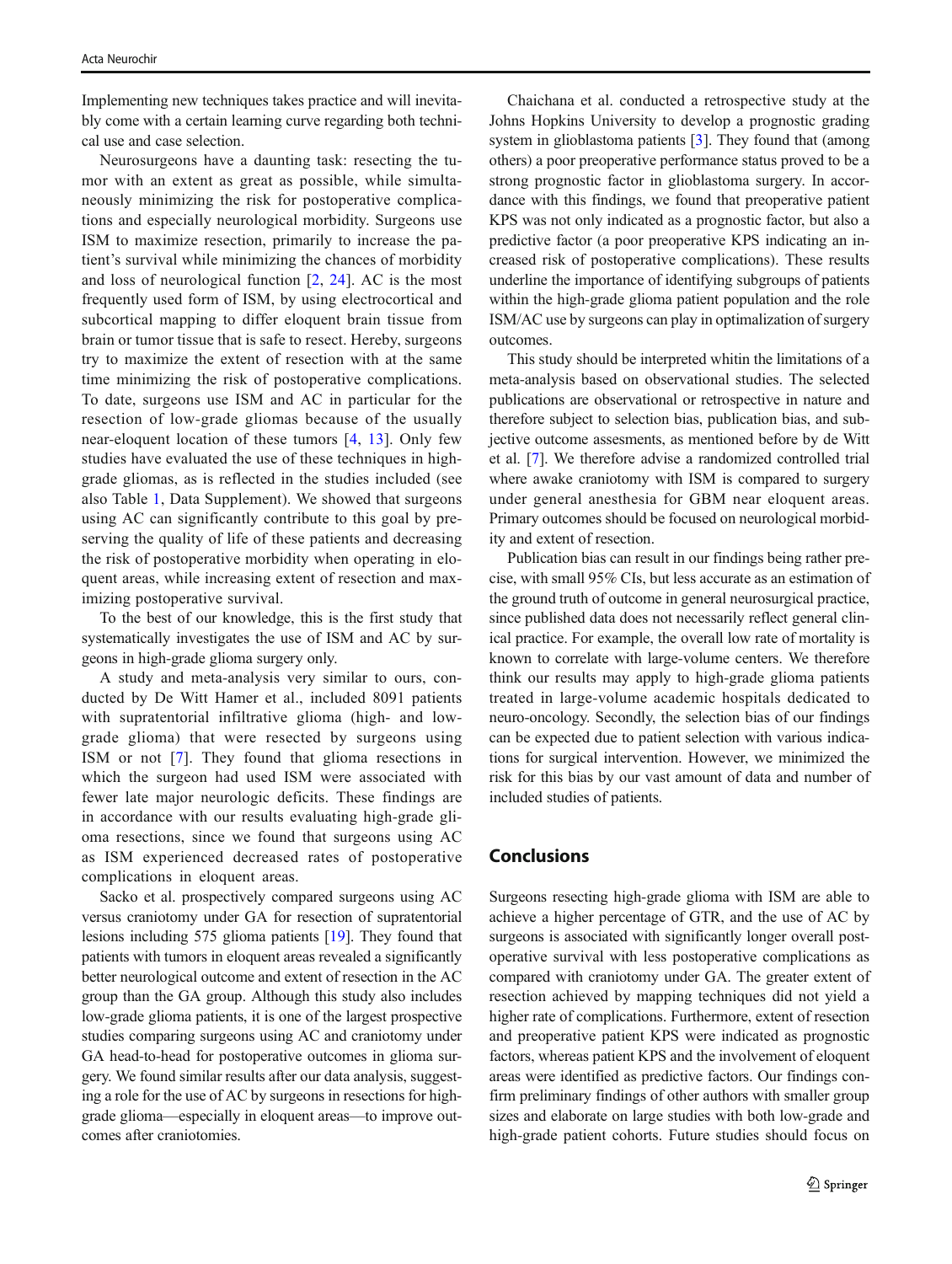Implementing new techniques takes practice and will inevitably come with a certain learning curve regarding both technical use and case selection.

Neurosurgeons have a daunting task: resecting the tumor with an extent as great as possible, while simultaneously minimizing the risk for postoperative complications and especially neurological morbidity. Surgeons use ISM to maximize resection, primarily to increase the patient's survival while minimizing the chances of morbidity and loss of neurological function [2, 24]. AC is the most frequently used form of ISM, by using electrocortical and subcortical mapping to differ eloquent brain tissue from brain or tumor tissue that is safe to resect. Hereby, surgeons try to maximize the extent of resection with at the same time minimizing the risk of postoperative complications. To date, surgeons use ISM and AC in particular for the resection of low-grade gliomas because of the usually near-eloquent location of these tumors [4, 13]. Only few studies have evaluated the use of these techniques in high-grade gliomas, as is reflected in the studies included (see also Table 1, Data Supplement). We showed that surgeons using AC can significantly contribute to this goal by preserving the quality of life of these patients and decreasing the risk of postoperative morbidity when operating in eloquent areas, while increasing extent of resection and maximizing postoperative survival.

To the best of our knowledge, this is the first study that systematically investigates the use of ISM and AC by surgeons in high-grade glioma surgery only.

A study and meta-analysis very similar to ours, conducted by De Witt Hamer et al., included 8091 patients with supratentorial infiltrative glioma (high- and low-grade glioma) that were resected by surgeons using ISM or not [7]. They found that glioma resections in which the surgeon had used ISM were associated with fewer late major neurologic deficits. These findings are in accordance with our results evaluating high-grade glioma resections, since we found that surgeons using AC as ISM experienced decreased rates of postoperative complications in eloquent areas.

Sacko et al. prospectively compared surgeons using AC versus craniotomy under GA for resection of supratentorial lesions including 575 glioma patients [19]. They found that patients with tumors in eloquent areas revealed a significantly better neurological outcome and extent of resection in the AC group than the GA group. Although this study also includes low-grade glioma patients, it is one of the largest prospective studies comparing surgeons using AC and craniotomy under GA head-to-head for postoperative outcomes in glioma surgery. We found similar results after our data analysis, suggesting a role for the use of AC by surgeons in resections for high-grade glioma—especially in eloquent areas—to improve outcomes after craniotomies.

Chaichana et al. conducted a retrospective study at the Johns Hopkins University to develop a prognostic grading system in glioblastoma patients [3]. They found that (among others) a poor preoperative performance status proved to be a strong prognostic factor in glioblastoma surgery. In accordance with this findings, we found that preoperative patient KPS was not only indicated as a prognostic factor, but also a predictive factor (a poor preoperative KPS indicating an increased risk of postoperative complications). These results underline the importance of identifying subgroups of patients within the high-grade glioma patient population and the role ISM/AC use by surgeons can play in optimalization of surgery outcomes.

This study should be interpreted whitin the limitations of a meta-analysis based on observational studies. The selected publications are observational or retrospective in nature and therefore subject to selection bias, publication bias, and subjective outcome assesments, as mentioned before by de Witt et al. [7]. We therefore advise a randomized controlled trial where awake craniotomy with ISM is compared to surgery under general anesthesia for GBM near eloquent areas. Primary outcomes should be focused on neurological morbidity and extent of resection.

Publication bias can result in our findings being rather precise, with small 95% CIs, but less accurate as an estimation of the ground truth of outcome in general neurosurgical practice, since published data does not necessarily reflect general clinical practice. For example, the overall low rate of mortality is known to correlate with large-volume centers. We therefore think our results may apply to high-grade glioma patients treated in large-volume academic hospitals dedicated to neuro-oncology. Secondly, the selection bias of our findings can be expected due to patient selection with various indications for surgical intervention. However, we minimized the risk for this bias by our vast amount of data and number of included studies of patients.

## Conclusions

Surgeons resecting high-grade glioma with ISM are able to achieve a higher percentage of GTR, and the use of AC by surgeons is associated with significantly longer overall postoperative survival with less postoperative complications as compared with craniotomy under GA. The greater extent of resection achieved by mapping techniques did not yield a higher rate of complications. Furthermore, extent of resection and preoperative patient KPS were indicated as prognostic factors, whereas patient KPS and the involvement of eloquent areas were identified as predictive factors. Our findings confirm preliminary findings of other authors with smaller group sizes and elaborate on large studies with both low-grade and high-grade patient cohorts. Future studies should focus on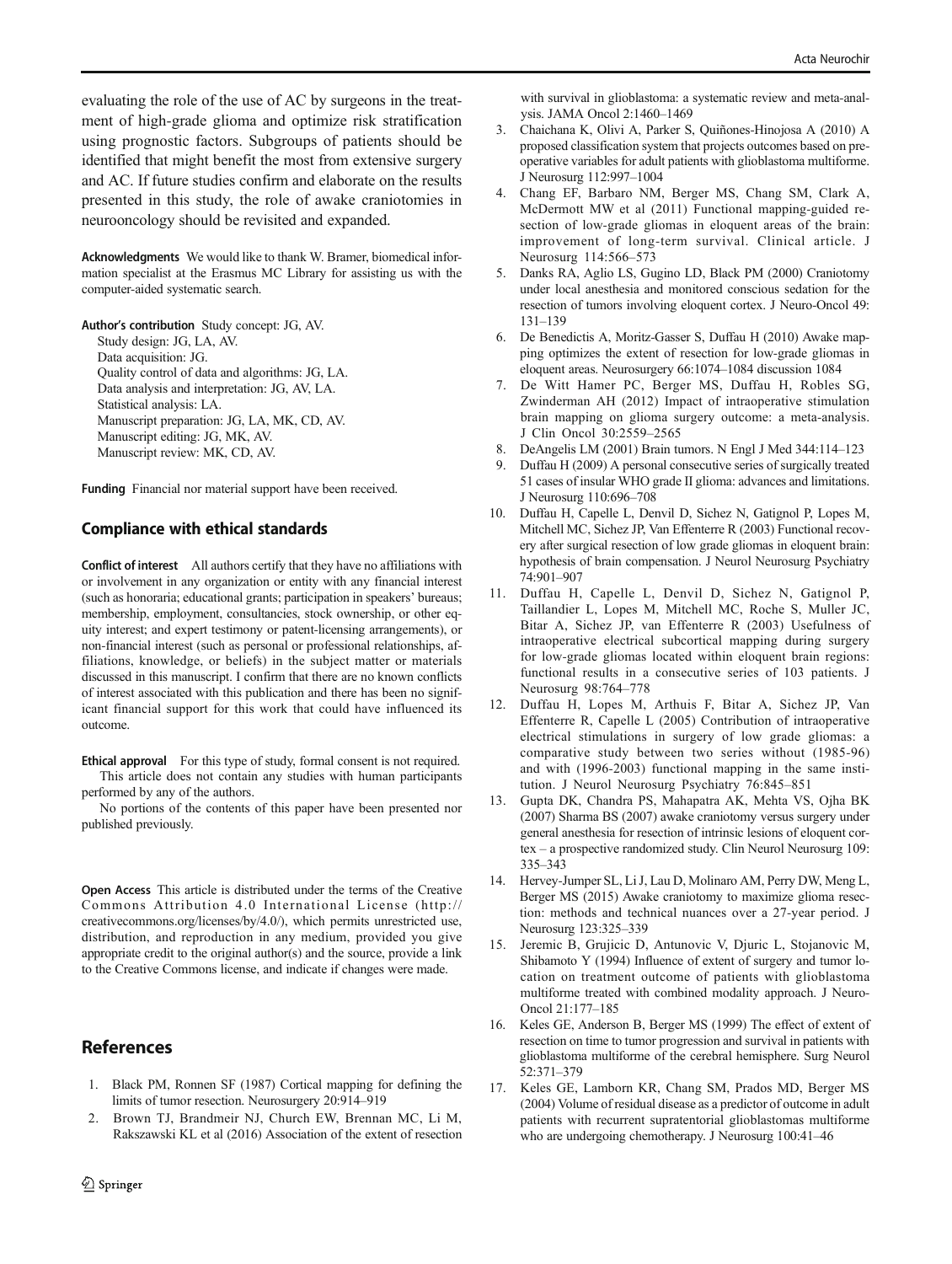evaluating the role of the use of AC by surgeons in the treatment of high-grade glioma and optimize risk stratification using prognostic factors. Subgroups of patients should be identified that might benefit the most from extensive surgery and AC. If future studies confirm and elaborate on the results presented in this study, the role of awake craniotomies in neurooncology should be revisited and expanded.

**Acknowledgments** We would like to thank W. Bramer, biomedical information specialist at the Erasmus MC Library for assisting us with the computer-aided systematic search.

**Author's contribution** Study concept: JG, AV.
Study design: JG, LA, AV.
Data acquisition: JG.
Quality control of data and algorithms: JG, LA.
Data analysis and interpretation: JG, AV, LA.
Statistical analysis: LA.
Manuscript preparation: JG, LA, MK, CD, AV.
Manuscript editing: JG, MK, AV.
Manuscript review: MK, CD, AV.

**Funding** Financial nor material support have been received.

## Compliance with ethical standards

**Conflict of interest** All authors certify that they have no affiliations with or involvement in any organization or entity with any financial interest (such as honoraria; educational grants; participation in speakers' bureaus; membership, employment, consultancies, stock ownership, or other equity interest; and expert testimony or patent-licensing arrangements), or non-financial interest (such as personal or professional relationships, affiliations, knowledge, or beliefs) in the subject matter or materials discussed in this manuscript. I confirm that there are no known conflicts of interest associated with this publication and there has been no significant financial support for this work that could have influenced its outcome.

**Ethical approval** For this type of study, formal consent is not required.
This article does not contain any studies with human participants performed by any of the authors.
No portions of the contents of this paper have been presented nor published previously.

**Open Access** This article is distributed under the terms of the Creative Commons Attribution 4.0 International License (http://creativecommons.org/licenses/by/4.0/), which permits unrestricted use, distribution, and reproduction in any medium, provided you give appropriate credit to the original author(s) and the source, provide a link to the Creative Commons license, and indicate if changes were made.

## References

1. Black PM, Ronnen SF (1987) Cortical mapping for defining the limits of tumor resection. Neurosurgery 20:914–919
2. Brown TJ, Brandmeir NJ, Church EW, Brennan MC, Li M, Rakszawski KL et al (2016) Association of the extent of resection with survival in glioblastoma: a systematic review and meta-analysis. JAMA Oncol 2:1460–1469
3. Chaichana K, Olivi A, Parker S, Quiñones-Hinojosa A (2010) A proposed classification system that projects outcomes based on preoperative variables for adult patients with glioblastoma multiforme. J Neurosurg 112:997–1004
4. Chang EF, Barbaro NM, Berger MS, Chang SM, Clark A, McDermott MW et al (2011) Functional mapping-guided resection of low-grade gliomas in eloquent areas of the brain: improvement of long-term survival. Clinical article. J Neurosurg 114:566–573
5. Danks RA, Aglio LS, Gugino LD, Black PM (2000) Craniotomy under local anesthesia and monitored conscious sedation for the resection of tumors involving eloquent cortex. J Neuro-Oncol 49: 131–139
6. De Benedictis A, Moritz-Gasser S, Duffau H (2010) Awake mapping optimizes the extent of resection for low-grade gliomas in eloquent areas. Neurosurgery 66:1074–1084 discussion 1084
7. De Witt Hamer PC, Berger MS, Duffau H, Robles SG, Zwinderman AH (2012) Impact of intraoperative stimulation brain mapping on glioma surgery outcome: a meta-analysis. J Clin Oncol 30:2559–2565
8. DeAngelis LM (2001) Brain tumors. N Engl J Med 344:114–123
9. Duffau H (2009) A personal consecutive series of surgically treated 51 cases of insular WHO grade II glioma: advances and limitations. J Neurosurg 110:696–708
10. Duffau H, Capelle L, Denvil D, Sichez N, Gatignol P, Lopes M, Mitchell MC, Sichez JP, Van Effenterre R (2003) Functional recovery after surgical resection of low grade gliomas in eloquent brain: hypothesis of brain compensation. J Neurol Neurosurg Psychiatry 74:901–907
11. Duffau H, Capelle L, Denvil D, Sichez N, Gatignol P, Taillandier L, Lopes M, Mitchell MC, Roche S, Muller JC, Bitar A, Sichez JP, van Effenterre R (2003) Usefulness of intraoperative electrical subcortical mapping during surgery for low-grade gliomas located within eloquent brain regions: functional results in a consecutive series of 103 patients. J Neurosurg 98:764–778
12. Duffau H, Lopes M, Arthuis F, Bitar A, Sichez JP, Van Effenterre R, Capelle L (2005) Contribution of intraoperative electrical stimulations in surgery of low grade gliomas: a comparative study between two series without (1985-96) and with (1996-2003) functional mapping in the same institution. J Neurol Neurosurg Psychiatry 76:845–851
13. Gupta DK, Chandra PS, Mahapatra AK, Mehta VS, Ojha BK (2007) Sharma BS (2007) awake craniotomy versus surgery under general anesthesia for resection of intrinsic lesions of eloquent cortex – a prospective randomized study. Clin Neurol Neurosurg 109: 335–343
14. Hervey-Jumper SL, Li J, Lau D, Molinaro AM, Perry DW, Meng L, Berger MS (2015) Awake craniotomy to maximize glioma resection: methods and technical nuances over a 27-year period. J Neurosurg 123:325–339
15. Jeremic B, Grujicic D, Antunovic V, Djuric L, Stojanovic M, Shibamoto Y (1994) Influence of extent of surgery and tumor location on treatment outcome of patients with glioblastoma multiforme treated with combined modality approach. J Neuro-Oncol 21:177–185
16. Keles GE, Anderson B, Berger MS (1999) The effect of extent of resection on time to tumor progression and survival in patients with glioblastoma multiforme of the cerebral hemisphere. Surg Neurol 52:371–379
17. Keles GE, Lamborn KR, Chang SM, Prados MD, Berger MS (2004) Volume of residual disease as a predictor of outcome in adult patients with recurrent supratentorial glioblastomas multiforme who are undergoing chemotherapy. J Neurosurg 100:41–46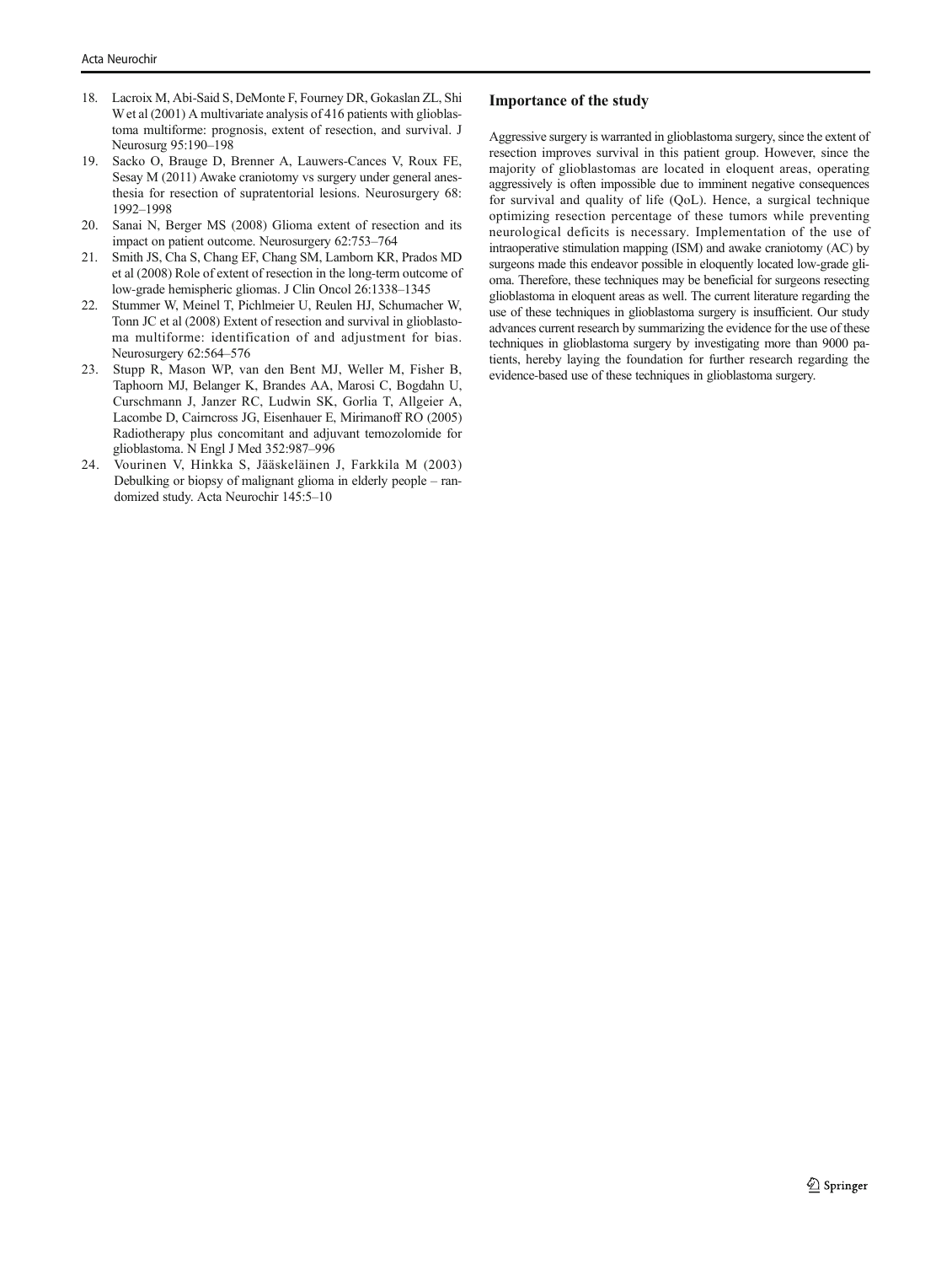18. Lacroix M, Abi-Said S, DeMonte F, Fourney DR, Gokaslan ZL, Shi W et al (2001) A multivariate analysis of 416 patients with glioblastoma multiforme: prognosis, extent of resection, and survival. J Neurosurg 95:190–198
19. Sacko O, Brauge D, Brenner A, Lauwers-Cances V, Roux FE, Sesay M (2011) Awake craniotomy vs surgery under general anesthesia for resection of supratentorial lesions. Neurosurgery 68: 1992–1998
20. Sanai N, Berger MS (2008) Glioma extent of resection and its impact on patient outcome. Neurosurgery 62:753–764
21. Smith JS, Cha S, Chang EF, Chang SM, Lamborn KR, Prados MD et al (2008) Role of extent of resection in the long-term outcome of low-grade hemispheric gliomas. J Clin Oncol 26:1338–1345
22. Stummer W, Meinel T, Pichlmeier U, Reulen HJ, Schumacher W, Tonn JC et al (2008) Extent of resection and survival in glioblastoma multiforme: identification of and adjustment for bias. Neurosurgery 62:564–576
23. Stupp R, Mason WP, van den Bent MJ, Weller M, Fisher B, Taphoorn MJ, Belanger K, Brandes AA, Marosi C, Bogdahn U, Curschmann J, Janzer RC, Ludwin SK, Gorlia T, Allgeier A, Lacombe D, Cairncross JG, Eisenhauer E, Mirimanoff RO (2005) Radiotherapy plus concomitant and adjuvant temozolomide for glioblastoma. N Engl J Med 352:987–996
24. Vourinen V, Hinkka S, Jääskeläinen J, Farkkila M (2003) Debulking or biopsy of malignant glioma in elderly people – randomized study. Acta Neurochir 145:5–10

## Importance of the study

Aggressive surgery is warranted in glioblastoma surgery, since the extent of resection improves survival in this patient group. However, since the majority of glioblastomas are located in eloquent areas, operating aggressively is often impossible due to imminent negative consequences for survival and quality of life (QoL). Hence, a surgical technique optimizing resection percentage of these tumors while preventing neurological deficits is necessary. Implementation of the use of intraoperative stimulation mapping (ISM) and awake craniotomy (AC) by surgeons made this endeavor possible in eloquently located low-grade glioma. Therefore, these techniques may be beneficial for surgeons resecting glioblastoma in eloquent areas as well. The current literature regarding the use of these techniques in glioblastoma surgery is insufficient. Our study advances current research by summarizing the evidence for the use of these techniques in glioblastoma surgery by investigating more than 9000 patients, hereby laying the foundation for further research regarding the evidence-based use of these techniques in glioblastoma surgery.